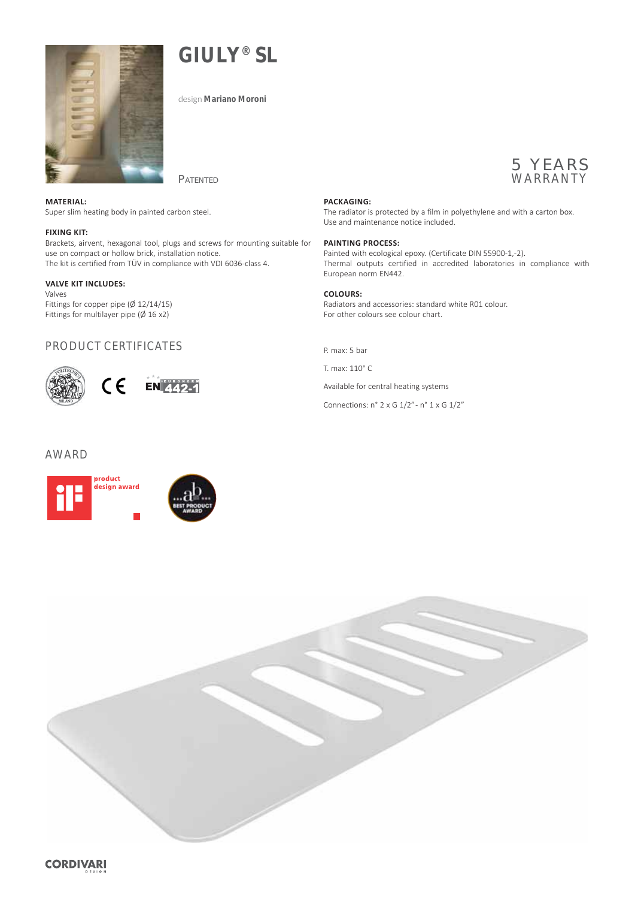# GIULY® SL

design **Mariano Moroni**

Patented

5 YEARS
WARRANTY

**MATERIAL:**
Super slim heating body in painted carbon steel.

**FIXING KIT:**
Brackets, airvent, hexagonal tool, plugs and screws for mounting suitable for use on compact or hollow brick, installation notice.
The kit is certified from TÜV in compliance with VDI 6036-class 4.

**VALVE KIT INCLUDES:**
Valves
Fittings for copper pipe (Ø 12/14/15)
Fittings for multilayer pipe (Ø 16 x2)

**PACKAGING:**
The radiator is protected by a film in polyethylene and with a carton box.
Use and maintenance notice included.

**PAINTING PROCESS:**
Painted with ecological epoxy. (Certificate DIN 55900-1,-2).
Thermal outputs certified in accredited laboratories in compliance with European norm EN442.

**COLOURS:**
Radiators and accessories: standard white R01 colour.
For other colours see colour chart.

## PRODUCT CERTIFICATES

P. max: 5 bar

T. max: 110° C

Available for central heating systems

Connections: n° 2 x G 1/2" - n° 1 x G 1/2"

## AWARD

product design award

BEST PRODUCT AWARD

CORDIVARI DESIGN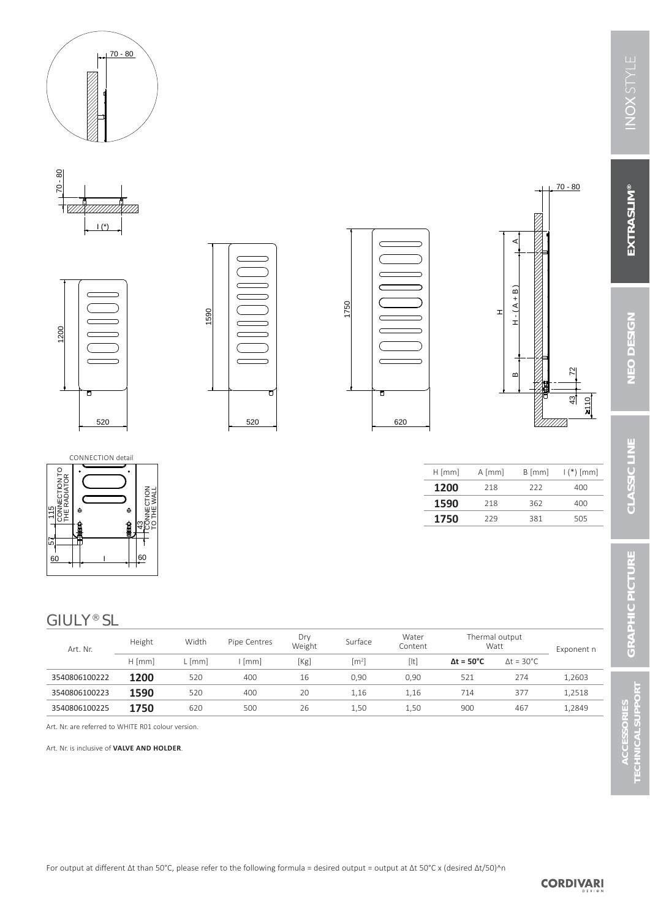| H [mm] | A [mm] | B [mm] | I (*) [mm] |
|---|---|---|---|
| **1200** | 218 | 222 | 400 |
| **1590** | 218 | 362 | 400 |
| **1750** | 229 | 381 | 505 |

## GIULY® SL

| Art. Nr. | Height | Width | Pipe Centres | Dry Weight | Surface | Water Content | Thermal output Watt | | Exponent n |
|---|---|---|---|---|---|---|---|---|---|
| | H [mm] | L [mm] | I [mm] | [Kg] | [m²] | [lt] | **Δt = 50°C** | Δt = 30°C | |
| 3540806100222 | **1200** | 520 | 400 | 16 | 0,90 | 0,90 | 521 | 274 | 1,2603 |
| 3540806100223 | **1590** | 520 | 400 | 20 | 1,16 | 1,16 | 714 | 377 | 1,2518 |
| 3540806100225 | **1750** | 620 | 500 | 26 | 1,50 | 1,50 | 900 | 467 | 1,2849 |

Art. Nr. are referred to WHITE R01 colour version.

Art. Nr. is inclusive of **VALVE AND HOLDER**.

For output at different Δt than 50°C, please refer to the following formula = desired output = output at Δt 50°C x (desired Δt/50)^n